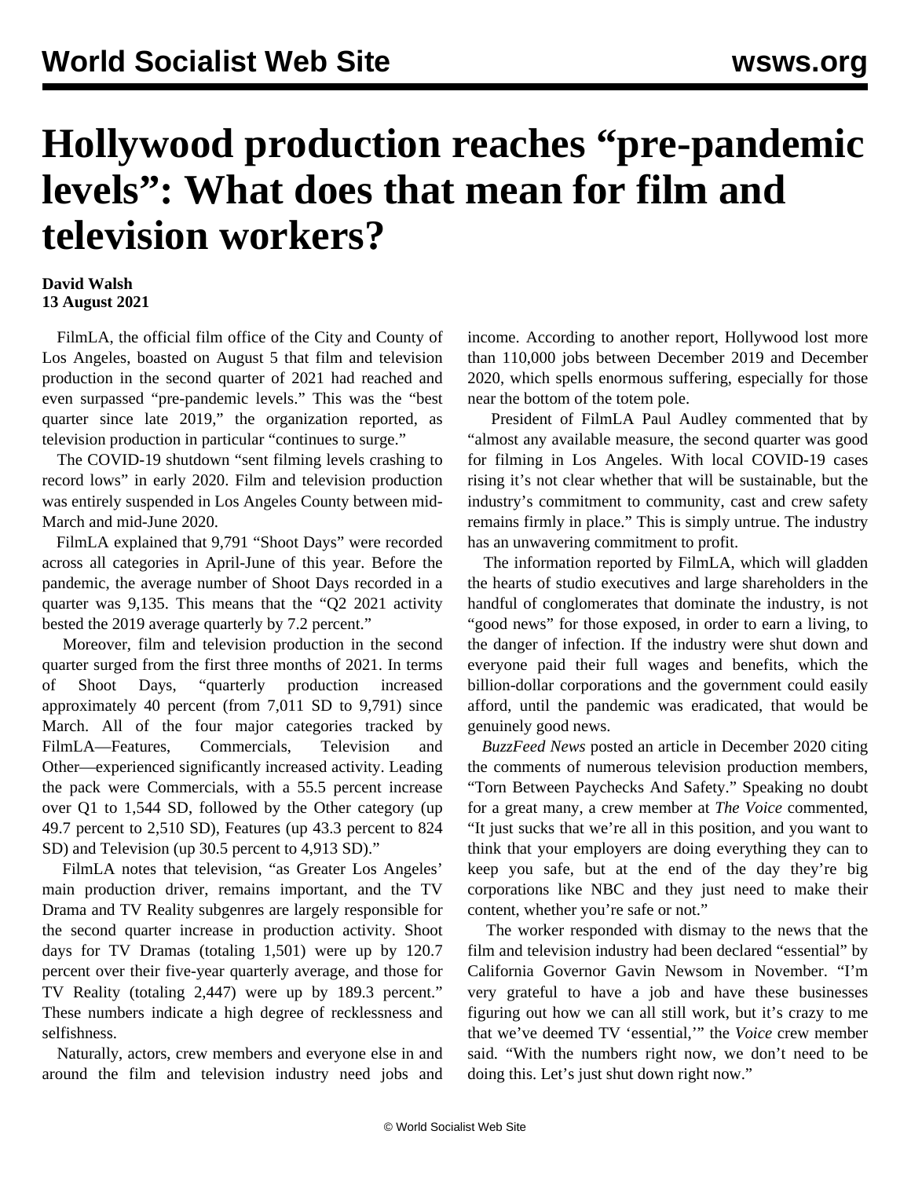# Hollywood production reaches "pre-pandemic levels": What does that mean for film and television workers?

**David Walsh**
**13 August 2021**

FilmLA, the official film office of the City and County of Los Angeles, boasted on August 5 that film and television production in the second quarter of 2021 had reached and even surpassed "pre-pandemic levels." This was the "best quarter since late 2019," the organization reported, as television production in particular "continues to surge."

The COVID-19 shutdown "sent filming levels crashing to record lows" in early 2020. Film and television production was entirely suspended in Los Angeles County between mid-March and mid-June 2020.

FilmLA explained that 9,791 "Shoot Days" were recorded across all categories in April-June of this year. Before the pandemic, the average number of Shoot Days recorded in a quarter was 9,135. This means that the "Q2 2021 activity bested the 2019 average quarterly by 7.2 percent."

Moreover, film and television production in the second quarter surged from the first three months of 2021. In terms of Shoot Days, "quarterly production increased approximately 40 percent (from 7,011 SD to 9,791) since March. All of the four major categories tracked by FilmLA—Features, Commercials, Television and Other—experienced significantly increased activity. Leading the pack were Commercials, with a 55.5 percent increase over Q1 to 1,544 SD, followed by the Other category (up 49.7 percent to 2,510 SD), Features (up 43.3 percent to 824 SD) and Television (up 30.5 percent to 4,913 SD)."

FilmLA notes that television, "as Greater Los Angeles' main production driver, remains important, and the TV Drama and TV Reality subgenres are largely responsible for the second quarter increase in production activity. Shoot days for TV Dramas (totaling 1,501) were up by 120.7 percent over their five-year quarterly average, and those for TV Reality (totaling 2,447) were up by 189.3 percent." These numbers indicate a high degree of recklessness and selfishness.

Naturally, actors, crew members and everyone else in and around the film and television industry need jobs and income. According to another report, Hollywood lost more than 110,000 jobs between December 2019 and December 2020, which spells enormous suffering, especially for those near the bottom of the totem pole.

President of FilmLA Paul Audley commented that by "almost any available measure, the second quarter was good for filming in Los Angeles. With local COVID-19 cases rising it's not clear whether that will be sustainable, but the industry's commitment to community, cast and crew safety remains firmly in place." This is simply untrue. The industry has an unwavering commitment to profit.

The information reported by FilmLA, which will gladden the hearts of studio executives and large shareholders in the handful of conglomerates that dominate the industry, is not "good news" for those exposed, in order to earn a living, to the danger of infection. If the industry were shut down and everyone paid their full wages and benefits, which the billion-dollar corporations and the government could easily afford, until the pandemic was eradicated, that would be genuinely good news.

*BuzzFeed News* posted an article in December 2020 citing the comments of numerous television production members, "Torn Between Paychecks And Safety." Speaking no doubt for a great many, a crew member at *The Voice* commented, "It just sucks that we're all in this position, and you want to think that your employers are doing everything they can to keep you safe, but at the end of the day they're big corporations like NBC and they just need to make their content, whether you're safe or not."

The worker responded with dismay to the news that the film and television industry had been declared "essential" by California Governor Gavin Newsom in November. "I'm very grateful to have a job and have these businesses figuring out how we can all still work, but it's crazy to me that we've deemed TV 'essential,'" the *Voice* crew member said. "With the numbers right now, we don't need to be doing this. Let's just shut down right now."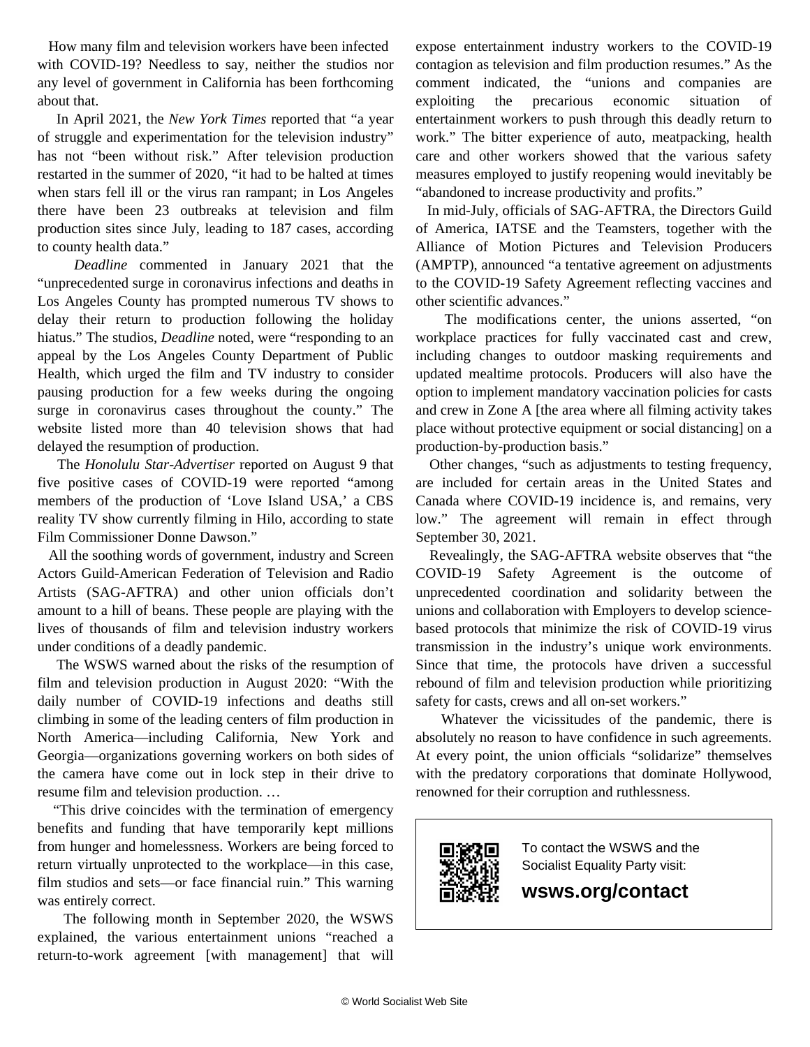How many film and television workers have been infected with COVID-19? Needless to say, neither the studios nor any level of government in California has been forthcoming about that.

In April 2021, the *New York Times* reported that "a year of struggle and experimentation for the television industry" has not "been without risk." After television production restarted in the summer of 2020, "it had to be halted at times when stars fell ill or the virus ran rampant; in Los Angeles there have been 23 outbreaks at television and film production sites since July, leading to 187 cases, according to county health data."

*Deadline* commented in January 2021 that the "unprecedented surge in coronavirus infections and deaths in Los Angeles County has prompted numerous TV shows to delay their return to production following the holiday hiatus." The studios, *Deadline* noted, were "responding to an appeal by the Los Angeles County Department of Public Health, which urged the film and TV industry to consider pausing production for a few weeks during the ongoing surge in coronavirus cases throughout the county." The website listed more than 40 television shows that had delayed the resumption of production.

The *Honolulu Star-Advertiser* reported on August 9 that five positive cases of COVID-19 were reported "among members of the production of 'Love Island USA,' a CBS reality TV show currently filming in Hilo, according to state Film Commissioner Donne Dawson."

All the soothing words of government, industry and Screen Actors Guild-American Federation of Television and Radio Artists (SAG-AFTRA) and other union officials don't amount to a hill of beans. These people are playing with the lives of thousands of film and television industry workers under conditions of a deadly pandemic.

The WSWS warned about the risks of the resumption of film and television production in August 2020: "With the daily number of COVID-19 infections and deaths still climbing in some of the leading centers of film production in North America—including California, New York and Georgia—organizations governing workers on both sides of the camera have come out in lock step in their drive to resume film and television production. …

"This drive coincides with the termination of emergency benefits and funding that have temporarily kept millions from hunger and homelessness. Workers are being forced to return virtually unprotected to the workplace—in this case, film studios and sets—or face financial ruin." This warning was entirely correct.

The following month in September 2020, the WSWS explained, the various entertainment unions "reached a return-to-work agreement [with management] that will expose entertainment industry workers to the COVID-19 contagion as television and film production resumes." As the comment indicated, the "unions and companies are exploiting the precarious economic situation of entertainment workers to push through this deadly return to work." The bitter experience of auto, meatpacking, health care and other workers showed that the various safety measures employed to justify reopening would inevitably be "abandoned to increase productivity and profits."

In mid-July, officials of SAG-AFTRA, the Directors Guild of America, IATSE and the Teamsters, together with the Alliance of Motion Pictures and Television Producers (AMPTP), announced "a tentative agreement on adjustments to the COVID-19 Safety Agreement reflecting vaccines and other scientific advances."

The modifications center, the unions asserted, "on workplace practices for fully vaccinated cast and crew, including changes to outdoor masking requirements and updated mealtime protocols. Producers will also have the option to implement mandatory vaccination policies for casts and crew in Zone A [the area where all filming activity takes place without protective equipment or social distancing] on a production-by-production basis."

Other changes, "such as adjustments to testing frequency, are included for certain areas in the United States and Canada where COVID-19 incidence is, and remains, very low." The agreement will remain in effect through September 30, 2021.

Revealingly, the SAG-AFTRA website observes that "the COVID-19 Safety Agreement is the outcome of unprecedented coordination and solidarity between the unions and collaboration with Employers to develop science-based protocols that minimize the risk of COVID-19 virus transmission in the industry's unique work environments. Since that time, the protocols have driven a successful rebound of film and television production while prioritizing safety for casts, crews and all on-set workers."

Whatever the vicissitudes of the pandemic, there is absolutely no reason to have confidence in such agreements. At every point, the union officials "solidarize" themselves with the predatory corporations that dominate Hollywood, renowned for their corruption and ruthlessness.

To contact the WSWS and the Socialist Equality Party visit:

**wsws.org/contact**